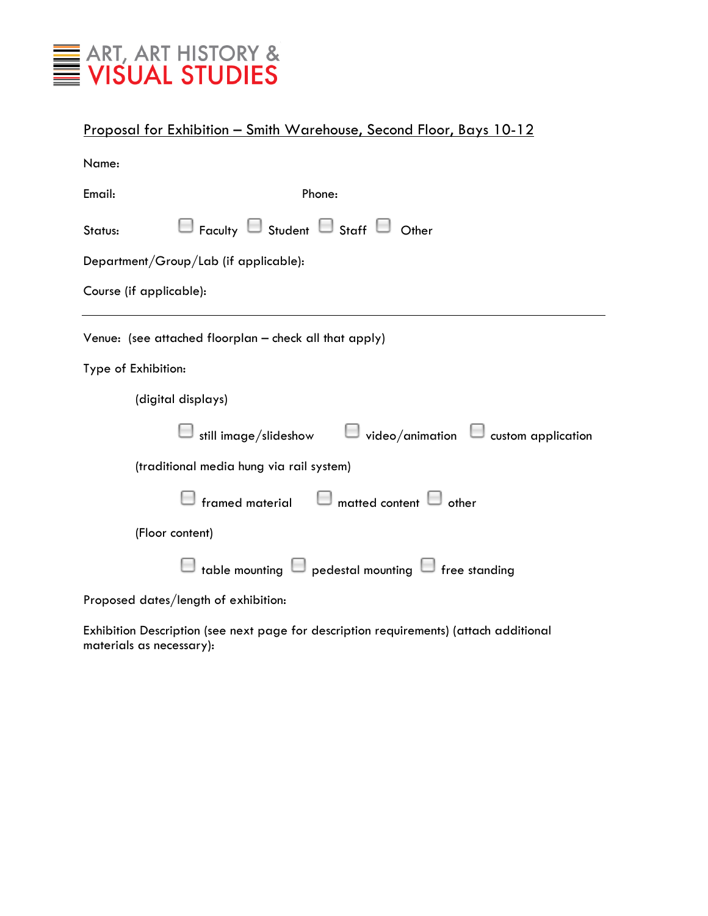ART, ART HISTORY &
VISUAL STUDIES

## Proposal for Exhibition – Smith Warehouse, Second Floor, Bays 10-12

Name:

Email: Phone:

Status: ☐ Faculty ☐ Student ☐ Staff ☐ Other

Department/Group/Lab (if applicable):

Course (if applicable):

---

Venue: (see attached floorplan – check all that apply)

Type of Exhibition:

(digital displays)

☐ still image/slideshow ☐ video/animation ☐ custom application

(traditional media hung via rail system)

☐ framed material ☐ matted content ☐ other

(Floor content)

☐ table mounting ☐ pedestal mounting ☐ free standing

Proposed dates/length of exhibition:

Exhibition Description (see next page for description requirements) (attach additional materials as necessary):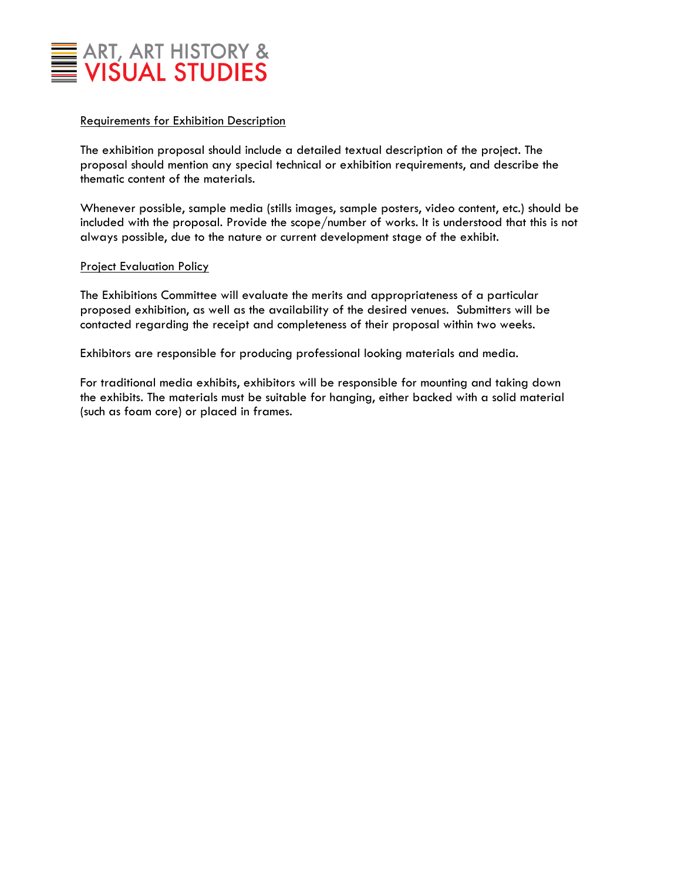ART, ART HISTORY &
VISUAL STUDIES

## Requirements for Exhibition Description

The exhibition proposal should include a detailed textual description of the project. The proposal should mention any special technical or exhibition requirements, and describe the thematic content of the materials.

Whenever possible, sample media (stills images, sample posters, video content, etc.) should be included with the proposal. Provide the scope/number of works. It is understood that this is not always possible, due to the nature or current development stage of the exhibit.

## Project Evaluation Policy

The Exhibitions Committee will evaluate the merits and appropriateness of a particular proposed exhibition, as well as the availability of the desired venues. Submitters will be contacted regarding the receipt and completeness of their proposal within two weeks.

Exhibitors are responsible for producing professional looking materials and media.

For traditional media exhibits, exhibitors will be responsible for mounting and taking down the exhibits. The materials must be suitable for hanging, either backed with a solid material (such as foam core) or placed in frames.